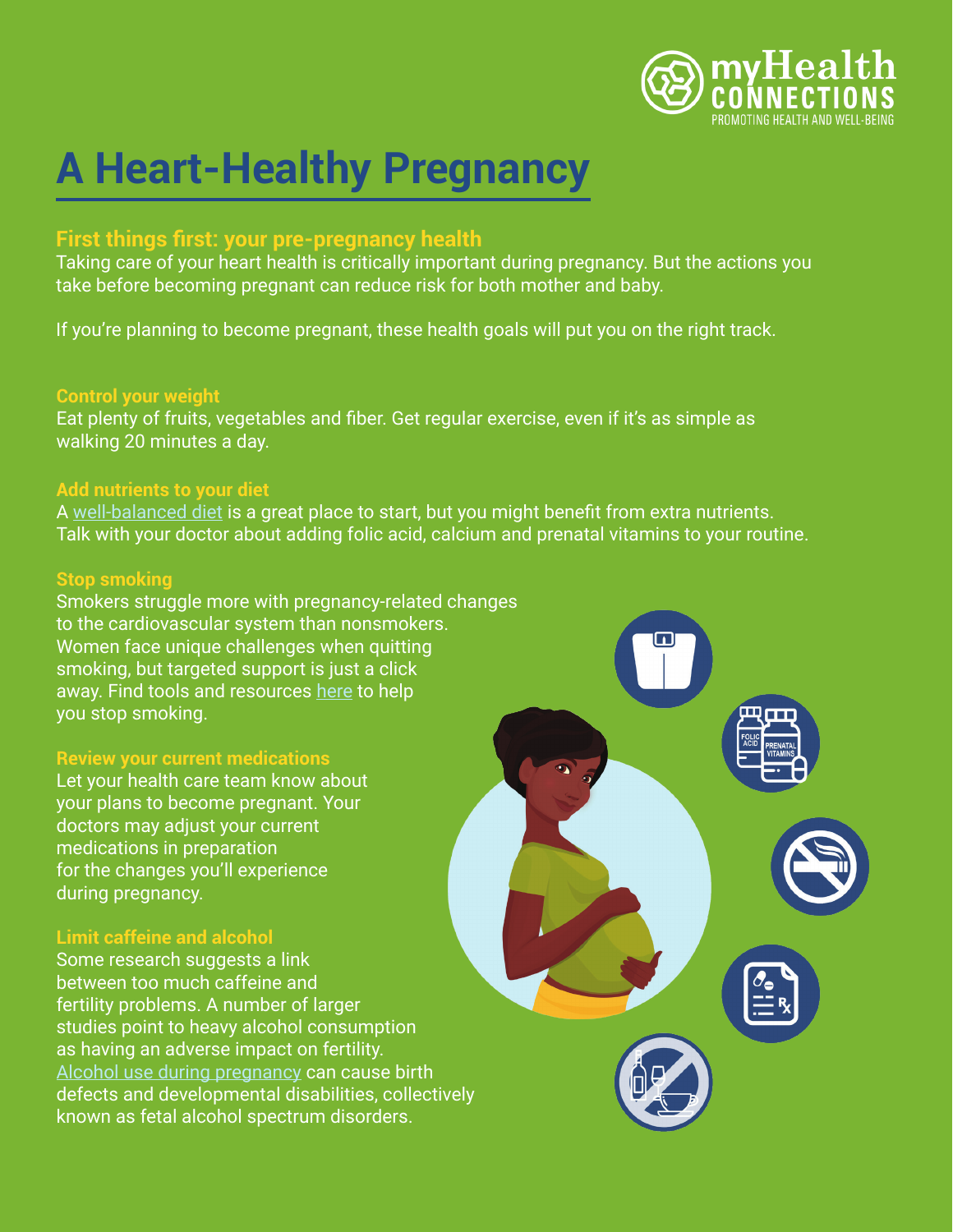# A Heart-Healthy Pregnancy

## First things first: your pre-pregnancy health

Taking care of your heart health is critically important during pregnancy. But the actions you take before becoming pregnant can reduce risk for both mother and baby.

If you're planning to become pregnant, these health goals will put you on the right track.

### Control your weight

Eat plenty of fruits, vegetables and fiber. Get regular exercise, even if it's as simple as walking 20 minutes a day.

### Add nutrients to your diet

A well-balanced diet is a great place to start, but you might benefit from extra nutrients. Talk with your doctor about adding folic acid, calcium and prenatal vitamins to your routine.

### Stop smoking

Smokers struggle more with pregnancy-related changes to the cardiovascular system than nonsmokers. Women face unique challenges when quitting smoking, but targeted support is just a click away. Find tools and resources here to help you stop smoking.

### Review your current medications

Let your health care team know about your plans to become pregnant. Your doctors may adjust your current medications in preparation for the changes you'll experience during pregnancy.

### Limit caffeine and alcohol

Some research suggests a link between too much caffeine and fertility problems. A number of larger studies point to heavy alcohol consumption as having an adverse impact on fertility. Alcohol use during pregnancy can cause birth defects and developmental disabilities, collectively known as fetal alcohol spectrum disorders.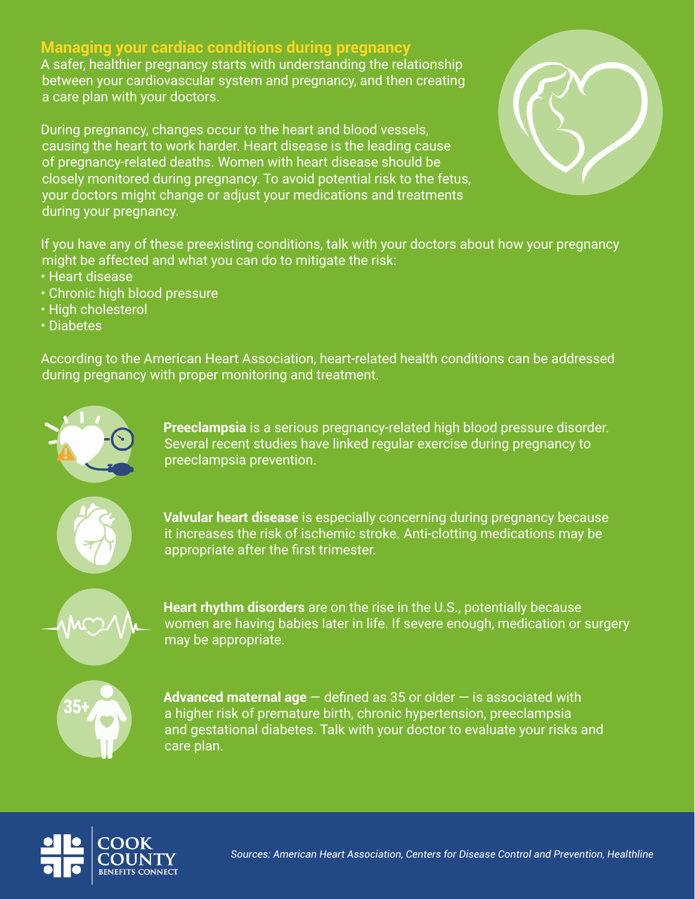## Managing your cardiac conditions during pregnancy

A safer, healthier pregnancy starts with understanding the relationship between your cardiovascular system and pregnancy, and then creating a care plan with your doctors.

During pregnancy, changes occur to the heart and blood vessels, causing the heart to work harder. Heart disease is the leading cause of pregnancy-related deaths. Women with heart disease should be closely monitored during pregnancy. To avoid potential risk to the fetus, your doctors might change or adjust your medications and treatments during your pregnancy.

If you have any of these preexisting conditions, talk with your doctors about how your pregnancy might be affected and what you can do to mitigate the risk:

- Heart disease
- Chronic high blood pressure
- High cholesterol
- Diabetes

According to the American Heart Association, heart-related health conditions can be addressed during pregnancy with proper monitoring and treatment.

**Preeclampsia** is a serious pregnancy-related high blood pressure disorder. Several recent studies have linked regular exercise during pregnancy to preeclampsia prevention.

**Valvular heart disease** is especially concerning during pregnancy because it increases the risk of ischemic stroke. Anti-clotting medications may be appropriate after the first trimester.

**Heart rhythm disorders** are on the rise in the U.S., potentially because women are having babies later in life. If severe enough, medication or surgery may be appropriate.

35+

**Advanced maternal age** — defined as 35 or older — is associated with a higher risk of premature birth, chronic hypertension, preeclampsia and gestational diabetes. Talk with your doctor to evaluate your risks and care plan.

COOK COUNTY BENEFITS CONNECT

*Sources: American Heart Association, Centers for Disease Control and Prevention, Healthline*